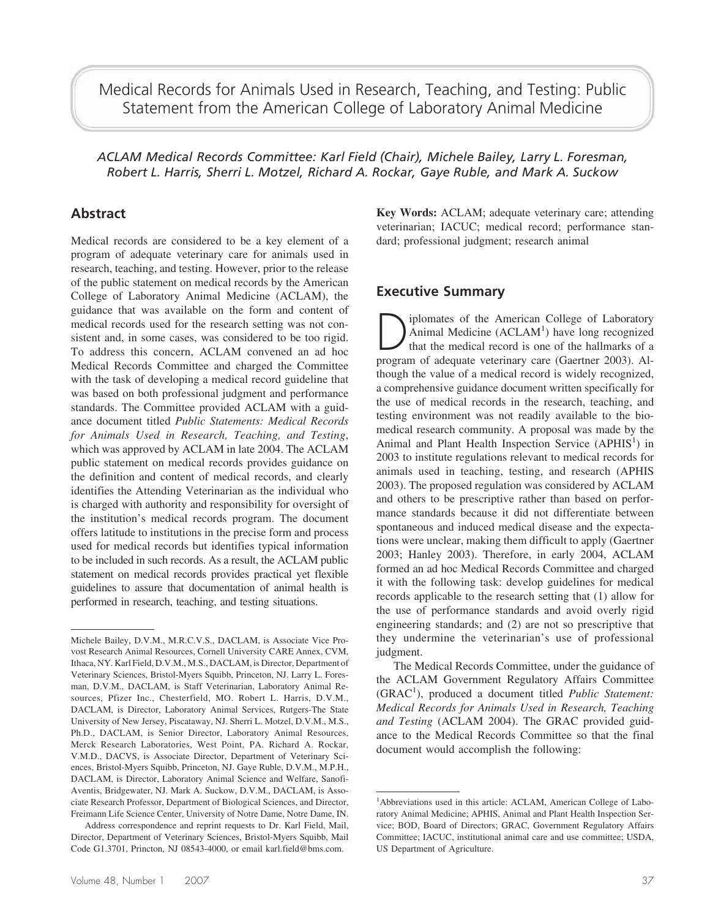# Medical Records for Animals Used in Research, Teaching, and Testing: Public Statement from the American College of Laboratory Animal Medicine

*ACLAM Medical Records Committee: Karl Field (Chair), Michele Bailey, Larry L. Foresman, Robert L. Harris, Sherri L. Motzel, Richard A. Rockar, Gaye Ruble, and Mark A. Suckow*

## Abstract

Medical records are considered to be a key element of a program of adequate veterinary care for animals used in research, teaching, and testing. However, prior to the release of the public statement on medical records by the American College of Laboratory Animal Medicine (ACLAM), the guidance that was available on the form and content of medical records used for the research setting was not consistent and, in some cases, was considered to be too rigid. To address this concern, ACLAM convened an ad hoc Medical Records Committee and charged the Committee with the task of developing a medical record guideline that was based on both professional judgment and performance standards. The Committee provided ACLAM with a guidance document titled *Public Statements: Medical Records for Animals Used in Research, Teaching, and Testing*, which was approved by ACLAM in late 2004. The ACLAM public statement on medical records provides guidance on the definition and content of medical records, and clearly identifies the Attending Veterinarian as the individual who is charged with authority and responsibility for oversight of the institution's medical records program. The document offers latitude to institutions in the precise form and process used for medical records but identifies typical information to be included in such records. As a result, the ACLAM public statement on medical records provides practical yet flexible guidelines to assure that documentation of animal health is performed in research, teaching, and testing situations.

**Key Words:** ACLAM; adequate veterinary care; attending veterinarian; IACUC; medical record; performance standard; professional judgment; research animal

## Executive Summary

Diplomates of the American College of Laboratory Animal Medicine (ACLAM[1]) have long recognized that the medical record is one of the hallmarks of a program of adequate veterinary care (Gaertner 2003). Although the value of a medical record is widely recognized, a comprehensive guidance document written specifically for the use of medical records in the research, teaching, and testing environment was not readily available to the biomedical research community. A proposal was made by the Animal and Plant Health Inspection Service (APHIS[1]) in 2003 to institute regulations relevant to medical records for animals used in teaching, testing, and research (APHIS 2003). The proposed regulation was considered by ACLAM and others to be prescriptive rather than based on performance standards because it did not differentiate between spontaneous and induced medical disease and the expectations were unclear, making them difficult to apply (Gaertner 2003; Hanley 2003). Therefore, in early 2004, ACLAM formed an ad hoc Medical Records Committee and charged it with the following task: develop guidelines for medical records applicable to the research setting that (1) allow for the use of performance standards and avoid overly rigid engineering standards; and (2) are not so prescriptive that they undermine the veterinarian's use of professional judgment.

The Medical Records Committee, under the guidance of the ACLAM Government Regulatory Affairs Committee (GRAC[1]), produced a document titled *Public Statement: Medical Records for Animals Used in Research, Teaching and Testing* (ACLAM 2004). The GRAC provided guidance to the Medical Records Committee so that the final document would accomplish the following:

---

Michele Bailey, D.V.M., M.R.C.V.S., DACLAM, is Associate Vice Provost Research Animal Resources, Cornell University CARE Annex, CVM, Ithaca, NY. Karl Field, D.V.M., M.S., DACLAM, is Director, Department of Veterinary Sciences, Bristol-Myers Squibb, Princeton, NJ. Larry L. Foresman, D.V.M., DACLAM, is Staff Veterinarian, Laboratory Animal Resources, Pfizer Inc., Chesterfield, MO. Robert L. Harris, D.V.M., DACLAM, is Director, Laboratory Animal Services, Rutgers-The State University of New Jersey, Piscataway, NJ. Sherri L. Motzel, D.V.M., M.S., Ph.D., DACLAM, is Senior Director, Laboratory Animal Resources, Merck Research Laboratories, West Point, PA. Richard A. Rockar, V.M.D., DACVS, is Associate Director, Department of Veterinary Sciences, Bristol-Myers Squibb, Princeton, NJ. Gaye Ruble, D.V.M., M.P.H., DACLAM, is Director, Laboratory Animal Science and Welfare, Sanofi-Aventis, Bridgewater, NJ. Mark A. Suckow, D.V.M., DACLAM, is Associate Research Professor, Department of Biological Sciences, and Director, Freimann Life Science Center, University of Notre Dame, Notre Dame, IN.

Address correspondence and reprint requests to Dr. Karl Field, Mail, Director, Department of Veterinary Sciences, Bristol-Myers Squibb, Mail Code G1.3701, Princton, NJ 08543-4000, or email karl.field@bms.com.

[1]Abbreviations used in this article: ACLAM, American College of Laboratory Animal Medicine; APHIS, Animal and Plant Health Inspection Service; BOD, Board of Directors; GRAC, Government Regulatory Affairs Committee; IACUC, institutional animal care and use committee; USDA, US Department of Agriculture.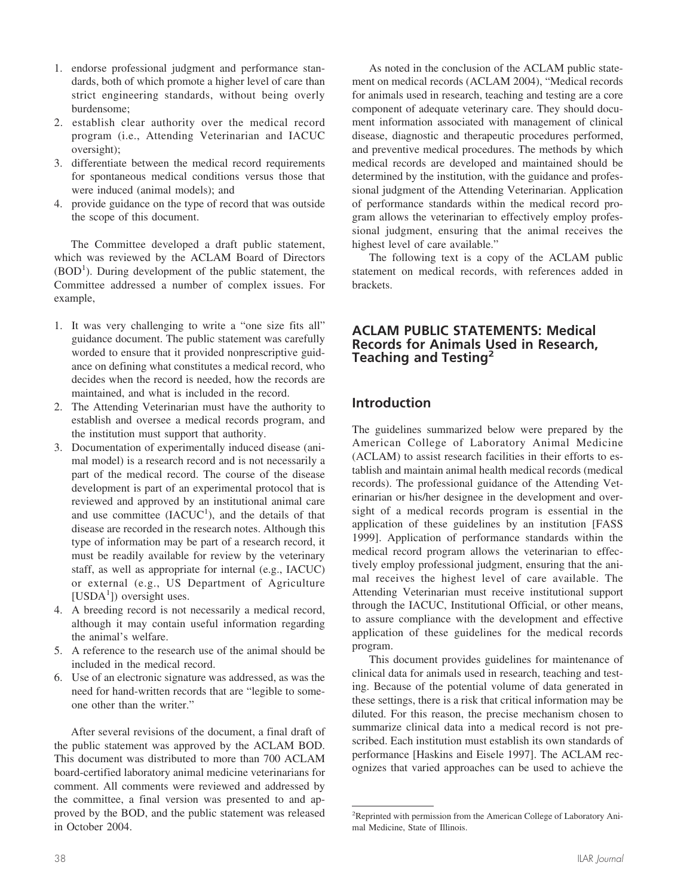1. endorse professional judgment and performance standards, both of which promote a higher level of care than strict engineering standards, without being overly burdensome;
2. establish clear authority over the medical record program (i.e., Attending Veterinarian and IACUC oversight);
3. differentiate between the medical record requirements for spontaneous medical conditions versus those that were induced (animal models); and
4. provide guidance on the type of record that was outside the scope of this document.

The Committee developed a draft public statement, which was reviewed by the ACLAM Board of Directors (BOD[1]). During development of the public statement, the Committee addressed a number of complex issues. For example,

1. It was very challenging to write a "one size fits all" guidance document. The public statement was carefully worded to ensure that it provided nonprescriptive guidance on defining what constitutes a medical record, who decides when the record is needed, how the records are maintained, and what is included in the record.
2. The Attending Veterinarian must have the authority to establish and oversee a medical records program, and the institution must support that authority.
3. Documentation of experimentally induced disease (animal model) is a research record and is not necessarily a part of the medical record. The course of the disease development is part of an experimental protocol that is reviewed and approved by an institutional animal care and use committee (IACUC[1]), and the details of that disease are recorded in the research notes. Although this type of information may be part of a research record, it must be readily available for review by the veterinary staff, as well as appropriate for internal (e.g., IACUC) or external (e.g., US Department of Agriculture [USDA[1]]) oversight uses.
4. A breeding record is not necessarily a medical record, although it may contain useful information regarding the animal's welfare.
5. A reference to the research use of the animal should be included in the medical record.
6. Use of an electronic signature was addressed, as was the need for hand-written records that are "legible to someone other than the writer."

After several revisions of the document, a final draft of the public statement was approved by the ACLAM BOD. This document was distributed to more than 700 ACLAM board-certified laboratory animal medicine veterinarians for comment. All comments were reviewed and addressed by the committee, a final version was presented to and approved by the BOD, and the public statement was released in October 2004.

As noted in the conclusion of the ACLAM public statement on medical records (ACLAM 2004), "Medical records for animals used in research, teaching and testing are a core component of adequate veterinary care. They should document information associated with management of clinical disease, diagnostic and therapeutic procedures performed, and preventive medical procedures. The methods by which medical records are developed and maintained should be determined by the institution, with the guidance and professional judgment of the Attending Veterinarian. Application of performance standards within the medical record program allows the veterinarian to effectively employ professional judgment, ensuring that the animal receives the highest level of care available."

The following text is a copy of the ACLAM public statement on medical records, with references added in brackets.

## ACLAM PUBLIC STATEMENTS: Medical Records for Animals Used in Research, Teaching and Testing[2]

## Introduction

The guidelines summarized below were prepared by the American College of Laboratory Animal Medicine (ACLAM) to assist research facilities in their efforts to establish and maintain animal health medical records (medical records). The professional guidance of the Attending Veterinarian or his/her designee in the development and oversight of a medical records program is essential in the application of these guidelines by an institution [FASS 1999]. Application of performance standards within the medical record program allows the veterinarian to effectively employ professional judgment, ensuring that the animal receives the highest level of care available. The Attending Veterinarian must receive institutional support through the IACUC, Institutional Official, or other means, to assure compliance with the development and effective application of these guidelines for the medical records program.

This document provides guidelines for maintenance of clinical data for animals used in research, teaching and testing. Because of the potential volume of data generated in these settings, there is a risk that critical information may be diluted. For this reason, the precise mechanism chosen to summarize clinical data into a medical record is not prescribed. Each institution must establish its own standards of performance [Haskins and Eisele 1997]. The ACLAM recognizes that varied approaches can be used to achieve the

[2]Reprinted with permission from the American College of Laboratory Animal Medicine, State of Illinois.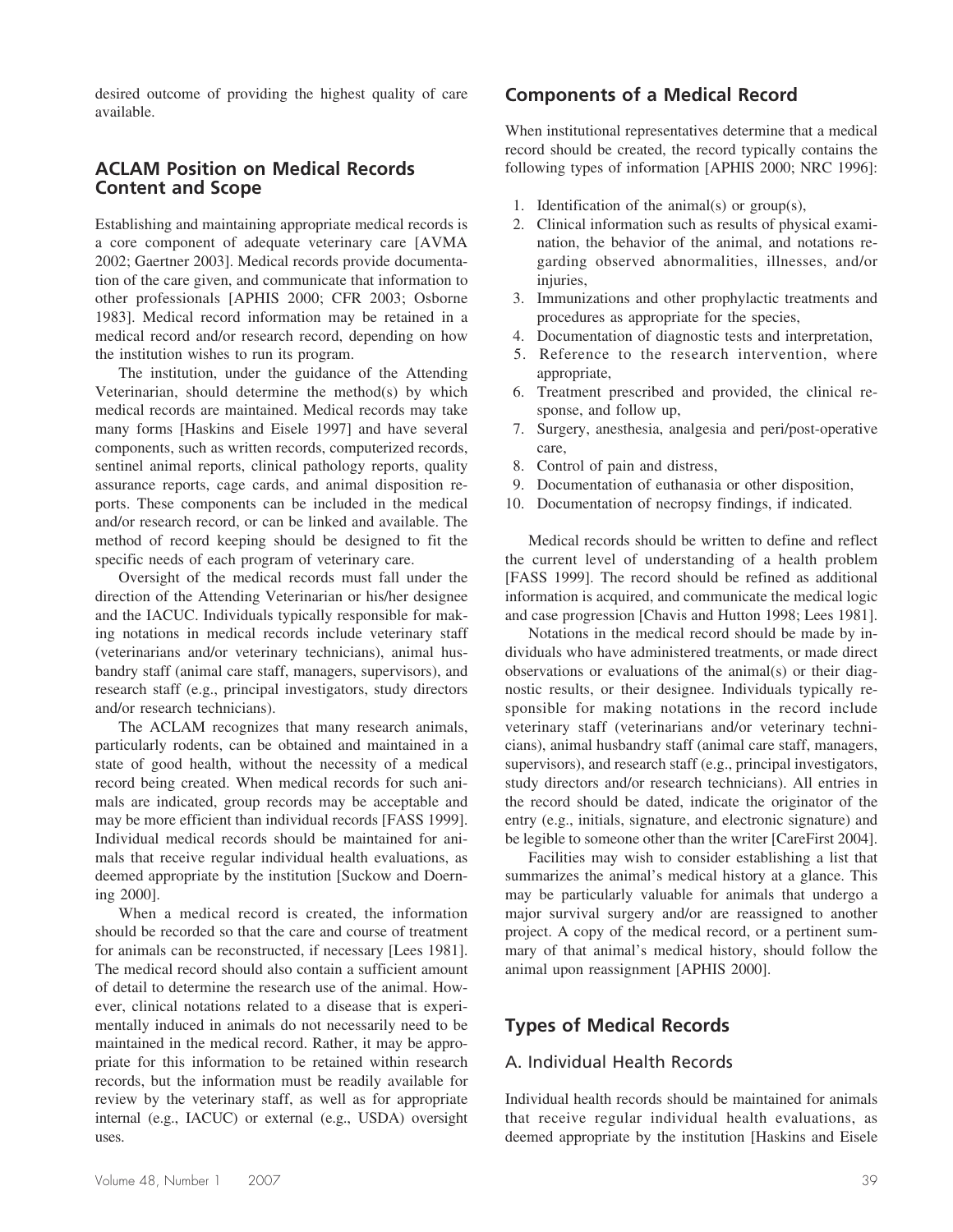desired outcome of providing the highest quality of care available.

## ACLAM Position on Medical Records Content and Scope

Establishing and maintaining appropriate medical records is a core component of adequate veterinary care [AVMA 2002; Gaertner 2003]. Medical records provide documentation of the care given, and communicate that information to other professionals [APHIS 2000; CFR 2003; Osborne 1983]. Medical record information may be retained in a medical record and/or research record, depending on how the institution wishes to run its program.

The institution, under the guidance of the Attending Veterinarian, should determine the method(s) by which medical records are maintained. Medical records may take many forms [Haskins and Eisele 1997] and have several components, such as written records, computerized records, sentinel animal reports, clinical pathology reports, quality assurance reports, cage cards, and animal disposition reports. These components can be included in the medical and/or research record, or can be linked and available. The method of record keeping should be designed to fit the specific needs of each program of veterinary care.

Oversight of the medical records must fall under the direction of the Attending Veterinarian or his/her designee and the IACUC. Individuals typically responsible for making notations in medical records include veterinary staff (veterinarians and/or veterinary technicians), animal husbandry staff (animal care staff, managers, supervisors), and research staff (e.g., principal investigators, study directors and/or research technicians).

The ACLAM recognizes that many research animals, particularly rodents, can be obtained and maintained in a state of good health, without the necessity of a medical record being created. When medical records for such animals are indicated, group records may be acceptable and may be more efficient than individual records [FASS 1999]. Individual medical records should be maintained for animals that receive regular individual health evaluations, as deemed appropriate by the institution [Suckow and Doerning 2000].

When a medical record is created, the information should be recorded so that the care and course of treatment for animals can be reconstructed, if necessary [Lees 1981]. The medical record should also contain a sufficient amount of detail to determine the research use of the animal. However, clinical notations related to a disease that is experimentally induced in animals do not necessarily need to be maintained in the medical record. Rather, it may be appropriate for this information to be retained within research records, but the information must be readily available for review by the veterinary staff, as well as for appropriate internal (e.g., IACUC) or external (e.g., USDA) oversight uses.

## Components of a Medical Record

When institutional representatives determine that a medical record should be created, the record typically contains the following types of information [APHIS 2000; NRC 1996]:

1. Identification of the animal(s) or group(s),
2. Clinical information such as results of physical examination, the behavior of the animal, and notations regarding observed abnormalities, illnesses, and/or injuries,
3. Immunizations and other prophylactic treatments and procedures as appropriate for the species,
4. Documentation of diagnostic tests and interpretation,
5. Reference to the research intervention, where appropriate,
6. Treatment prescribed and provided, the clinical response, and follow up,
7. Surgery, anesthesia, analgesia and peri/post-operative care,
8. Control of pain and distress,
9. Documentation of euthanasia or other disposition,
10. Documentation of necropsy findings, if indicated.

Medical records should be written to define and reflect the current level of understanding of a health problem [FASS 1999]. The record should be refined as additional information is acquired, and communicate the medical logic and case progression [Chavis and Hutton 1998; Lees 1981].

Notations in the medical record should be made by individuals who have administered treatments, or made direct observations or evaluations of the animal(s) or their diagnostic results, or their designee. Individuals typically responsible for making notations in the record include veterinary staff (veterinarians and/or veterinary technicians), animal husbandry staff (animal care staff, managers, supervisors), and research staff (e.g., principal investigators, study directors and/or research technicians). All entries in the record should be dated, indicate the originator of the entry (e.g., initials, signature, and electronic signature) and be legible to someone other than the writer [CareFirst 2004].

Facilities may wish to consider establishing a list that summarizes the animal's medical history at a glance. This may be particularly valuable for animals that undergo a major survival surgery and/or are reassigned to another project. A copy of the medical record, or a pertinent summary of that animal's medical history, should follow the animal upon reassignment [APHIS 2000].

## Types of Medical Records

### A. Individual Health Records

Individual health records should be maintained for animals that receive regular individual health evaluations, as deemed appropriate by the institution [Haskins and Eisele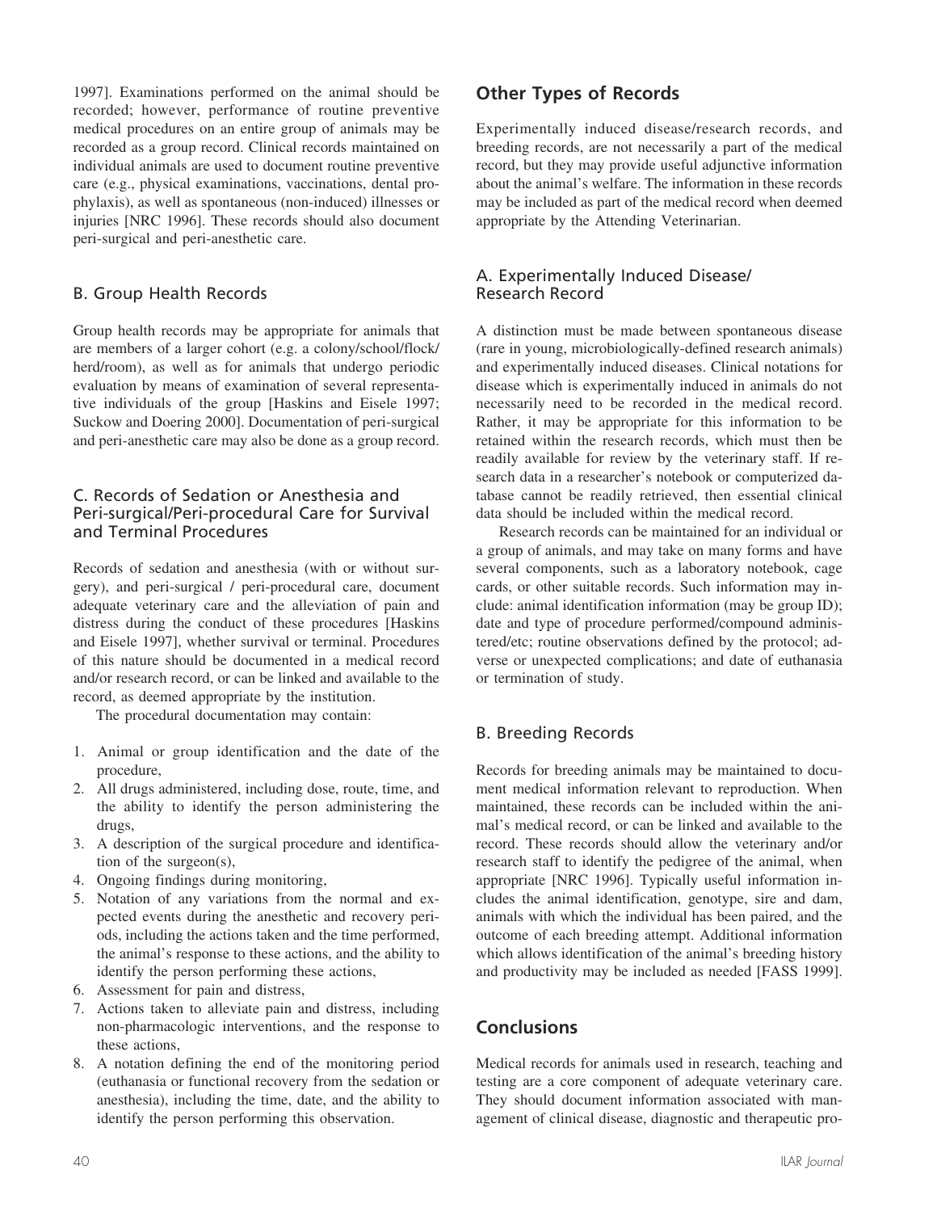1997]. Examinations performed on the animal should be recorded; however, performance of routine preventive medical procedures on an entire group of animals may be recorded as a group record. Clinical records maintained on individual animals are used to document routine preventive care (e.g., physical examinations, vaccinations, dental prophylaxis), as well as spontaneous (non-induced) illnesses or injuries [NRC 1996]. These records should also document peri-surgical and peri-anesthetic care.

### B. Group Health Records

Group health records may be appropriate for animals that are members of a larger cohort (e.g. a colony/school/flock/herd/room), as well as for animals that undergo periodic evaluation by means of examination of several representative individuals of the group [Haskins and Eisele 1997; Suckow and Doering 2000]. Documentation of peri-surgical and peri-anesthetic care may also be done as a group record.

### C. Records of Sedation or Anesthesia and Peri-surgical/Peri-procedural Care for Survival and Terminal Procedures

Records of sedation and anesthesia (with or without surgery), and peri-surgical / peri-procedural care, document adequate veterinary care and the alleviation of pain and distress during the conduct of these procedures [Haskins and Eisele 1997], whether survival or terminal. Procedures of this nature should be documented in a medical record and/or research record, or can be linked and available to the record, as deemed appropriate by the institution.

The procedural documentation may contain:

1. Animal or group identification and the date of the procedure,
2. All drugs administered, including dose, route, time, and the ability to identify the person administering the drugs,
3. A description of the surgical procedure and identification of the surgeon(s),
4. Ongoing findings during monitoring,
5. Notation of any variations from the normal and expected events during the anesthetic and recovery periods, including the actions taken and the time performed, the animal's response to these actions, and the ability to identify the person performing these actions,
6. Assessment for pain and distress,
7. Actions taken to alleviate pain and distress, including non-pharmacologic interventions, and the response to these actions,
8. A notation defining the end of the monitoring period (euthanasia or functional recovery from the sedation or anesthesia), including the time, date, and the ability to identify the person performing this observation.

## Other Types of Records

Experimentally induced disease/research records, and breeding records, are not necessarily a part of the medical record, but they may provide useful adjunctive information about the animal's welfare. The information in these records may be included as part of the medical record when deemed appropriate by the Attending Veterinarian.

### A. Experimentally Induced Disease/ Research Record

A distinction must be made between spontaneous disease (rare in young, microbiologically-defined research animals) and experimentally induced diseases. Clinical notations for disease which is experimentally induced in animals do not necessarily need to be recorded in the medical record. Rather, it may be appropriate for this information to be retained within the research records, which must then be readily available for review by the veterinary staff. If research data in a researcher's notebook or computerized database cannot be readily retrieved, then essential clinical data should be included within the medical record.

Research records can be maintained for an individual or a group of animals, and may take on many forms and have several components, such as a laboratory notebook, cage cards, or other suitable records. Such information may include: animal identification information (may be group ID); date and type of procedure performed/compound administered/etc; routine observations defined by the protocol; adverse or unexpected complications; and date of euthanasia or termination of study.

### B. Breeding Records

Records for breeding animals may be maintained to document medical information relevant to reproduction. When maintained, these records can be included within the animal's medical record, or can be linked and available to the record. These records should allow the veterinary and/or research staff to identify the pedigree of the animal, when appropriate [NRC 1996]. Typically useful information includes the animal identification, genotype, sire and dam, animals with which the individual has been paired, and the outcome of each breeding attempt. Additional information which allows identification of the animal's breeding history and productivity may be included as needed [FASS 1999].

## Conclusions

Medical records for animals used in research, teaching and testing are a core component of adequate veterinary care. They should document information associated with management of clinical disease, diagnostic and therapeutic pro-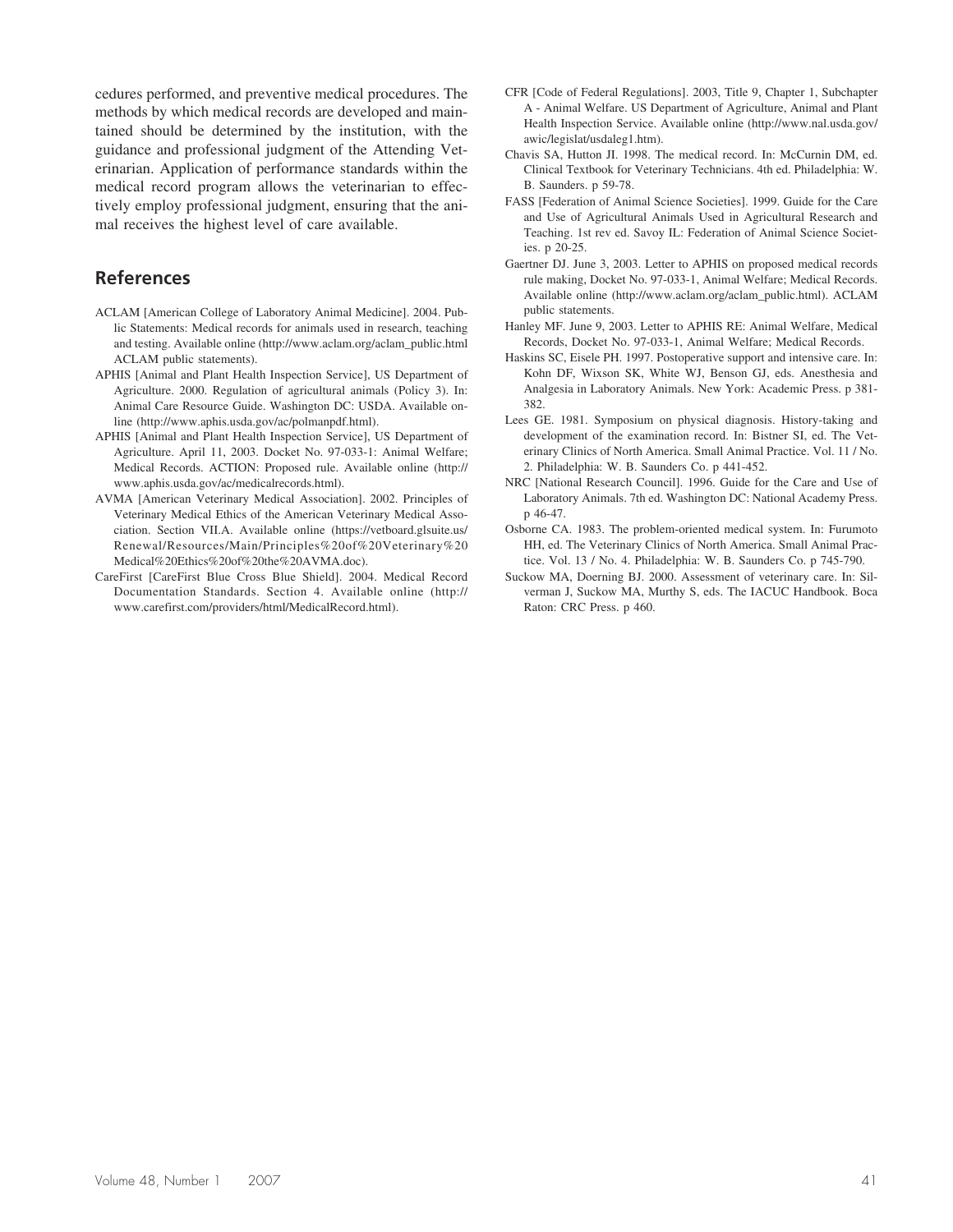cedures performed, and preventive medical procedures. The methods by which medical records are developed and maintained should be determined by the institution, with the guidance and professional judgment of the Attending Veterinarian. Application of performance standards within the medical record program allows the veterinarian to effectively employ professional judgment, ensuring that the animal receives the highest level of care available.

## References

ACLAM [American College of Laboratory Animal Medicine]. 2004. Public Statements: Medical records for animals used in research, teaching and testing. Available online (http://www.aclam.org/aclam_public.html ACLAM public statements).

APHIS [Animal and Plant Health Inspection Service], US Department of Agriculture. 2000. Regulation of agricultural animals (Policy 3). In: Animal Care Resource Guide. Washington DC: USDA. Available online (http://www.aphis.usda.gov/ac/polmanpdf.html).

APHIS [Animal and Plant Health Inspection Service], US Department of Agriculture. April 11, 2003. Docket No. 97-033-1: Animal Welfare; Medical Records. ACTION: Proposed rule. Available online (http://www.aphis.usda.gov/ac/medicalrecords.html).

AVMA [American Veterinary Medical Association]. 2002. Principles of Veterinary Medical Ethics of the American Veterinary Medical Association. Section VII.A. Available online (https://vetboard.glsuite.us/Renewal/Resources/Main/Principles%20of%20Veterinary%20Medical%20Ethics%20of%20the%20AVMA.doc).

CareFirst [CareFirst Blue Cross Blue Shield]. 2004. Medical Record Documentation Standards. Section 4. Available online (http://www.carefirst.com/providers/html/MedicalRecord.html).

CFR [Code of Federal Regulations]. 2003, Title 9, Chapter 1, Subchapter A - Animal Welfare. US Department of Agriculture, Animal and Plant Health Inspection Service. Available online (http://www.nal.usda.gov/awic/legislat/usdaleg1.htm).

Chavis SA, Hutton JI. 1998. The medical record. In: McCurnin DM, ed. Clinical Textbook for Veterinary Technicians. 4th ed. Philadelphia: W. B. Saunders. p 59-78.

FASS [Federation of Animal Science Societies]. 1999. Guide for the Care and Use of Agricultural Animals Used in Agricultural Research and Teaching. 1st rev ed. Savoy IL: Federation of Animal Science Societies. p 20-25.

Gaertner DJ. June 3, 2003. Letter to APHIS on proposed medical records rule making, Docket No. 97-033-1, Animal Welfare; Medical Records. Available online (http://www.aclam.org/aclam_public.html). ACLAM public statements.

Hanley MF. June 9, 2003. Letter to APHIS RE: Animal Welfare, Medical Records, Docket No. 97-033-1, Animal Welfare; Medical Records.

Haskins SC, Eisele PH. 1997. Postoperative support and intensive care. In: Kohn DF, Wixson SK, White WJ, Benson GJ, eds. Anesthesia and Analgesia in Laboratory Animals. New York: Academic Press. p 381-382.

Lees GE. 1981. Symposium on physical diagnosis. History-taking and development of the examination record. In: Bistner SI, ed. The Veterinary Clinics of North America. Small Animal Practice. Vol. 11 / No. 2. Philadelphia: W. B. Saunders Co. p 441-452.

NRC [National Research Council]. 1996. Guide for the Care and Use of Laboratory Animals. 7th ed. Washington DC: National Academy Press. p 46-47.

Osborne CA. 1983. The problem-oriented medical system. In: Furumoto HH, ed. The Veterinary Clinics of North America. Small Animal Practice. Vol. 13 / No. 4. Philadelphia: W. B. Saunders Co. p 745-790.

Suckow MA, Doerning BJ. 2000. Assessment of veterinary care. In: Silverman J, Suckow MA, Murthy S, eds. The IACUC Handbook. Boca Raton: CRC Press. p 460.